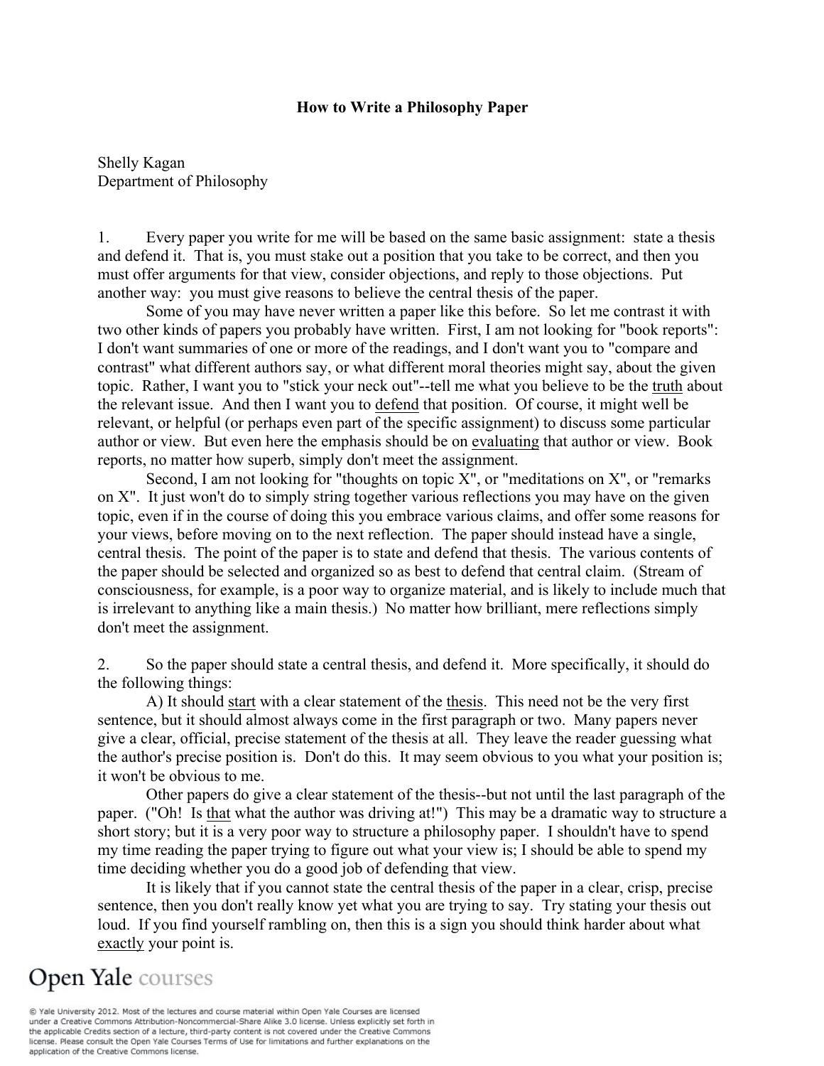# How to Write a Philosophy Paper

Shelly Kagan
Department of Philosophy

1. Every paper you write for me will be based on the same basic assignment: state a thesis and defend it. That is, you must stake out a position that you take to be correct, and then you must offer arguments for that view, consider objections, and reply to those objections. Put another way: you must give reasons to believe the central thesis of the paper.

Some of you may have never written a paper like this before. So let me contrast it with two other kinds of papers you probably have written. First, I am not looking for "book reports": I don't want summaries of one or more of the readings, and I don't want you to "compare and contrast" what different authors say, or what different moral theories might say, about the given topic. Rather, I want you to "stick your neck out"--tell me what you believe to be the <u>truth</u> about the relevant issue. And then I want you to <u>defend</u> that position. Of course, it might well be relevant, or helpful (or perhaps even part of the specific assignment) to discuss some particular author or view. But even here the emphasis should be on <u>evaluating</u> that author or view. Book reports, no matter how superb, simply don't meet the assignment.

Second, I am not looking for "thoughts on topic X", or "meditations on X", or "remarks on X". It just won't do to simply string together various reflections you may have on the given topic, even if in the course of doing this you embrace various claims, and offer some reasons for your views, before moving on to the next reflection. The paper should instead have a single, central thesis. The point of the paper is to state and defend that thesis. The various contents of the paper should be selected and organized so as best to defend that central claim. (Stream of consciousness, for example, is a poor way to organize material, and is likely to include much that is irrelevant to anything like a main thesis.) No matter how brilliant, mere reflections simply don't meet the assignment.

2. So the paper should state a central thesis, and defend it. More specifically, it should do the following things:

A) It should <u>start</u> with a clear statement of the <u>thesis</u>. This need not be the very first sentence, but it should almost always come in the first paragraph or two. Many papers never give a clear, official, precise statement of the thesis at all. They leave the reader guessing what the author's precise position is. Don't do this. It may seem obvious to you what your position is; it won't be obvious to me.

Other papers do give a clear statement of the thesis--but not until the last paragraph of the paper. ("Oh! Is <u>that</u> what the author was driving at!") This may be a dramatic way to structure a short story; but it is a very poor way to structure a philosophy paper. I shouldn't have to spend my time reading the paper trying to figure out what your view is; I should be able to spend my time deciding whether you do a good job of defending that view.

It is likely that if you cannot state the central thesis of the paper in a clear, crisp, precise sentence, then you don't really know yet what you are trying to say. Try stating your thesis out loud. If you find yourself rambling on, then this is a sign you should think harder about what <u>exactly</u> your point is.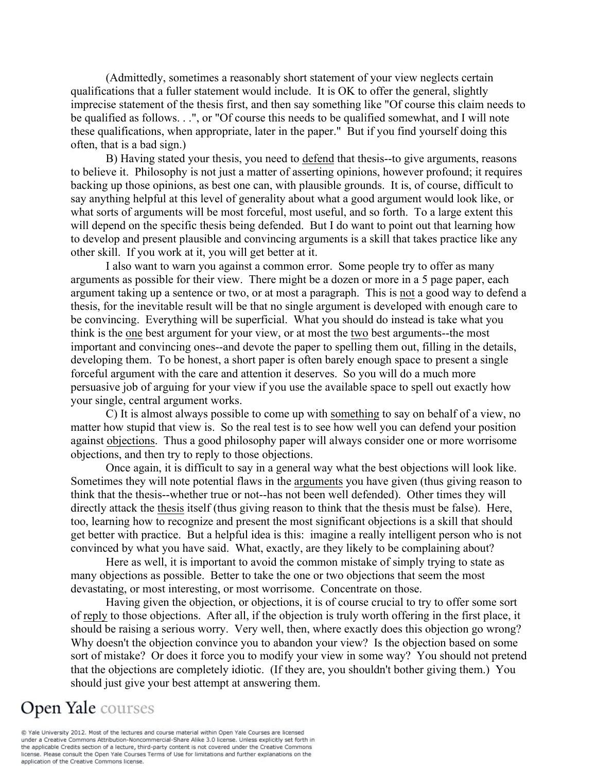(Admittedly, sometimes a reasonably short statement of your view neglects certain qualifications that a fuller statement would include. It is OK to offer the general, slightly imprecise statement of the thesis first, and then say something like "Of course this claim needs to be qualified as follows. . .", or "Of course this needs to be qualified somewhat, and I will note these qualifications, when appropriate, later in the paper." But if you find yourself doing this often, that is a bad sign.)

B) Having stated your thesis, you need to defend that thesis--to give arguments, reasons to believe it. Philosophy is not just a matter of asserting opinions, however profound; it requires backing up those opinions, as best one can, with plausible grounds. It is, of course, difficult to say anything helpful at this level of generality about what a good argument would look like, or what sorts of arguments will be most forceful, most useful, and so forth. To a large extent this will depend on the specific thesis being defended. But I do want to point out that learning how to develop and present plausible and convincing arguments is a skill that takes practice like any other skill. If you work at it, you will get better at it.

I also want to warn you against a common error. Some people try to offer as many arguments as possible for their view. There might be a dozen or more in a 5 page paper, each argument taking up a sentence or two, or at most a paragraph. This is not a good way to defend a thesis, for the inevitable result will be that no single argument is developed with enough care to be convincing. Everything will be superficial. What you should do instead is take what you think is the one best argument for your view, or at most the two best arguments--the most important and convincing ones--and devote the paper to spelling them out, filling in the details, developing them. To be honest, a short paper is often barely enough space to present a single forceful argument with the care and attention it deserves. So you will do a much more persuasive job of arguing for your view if you use the available space to spell out exactly how your single, central argument works.

C) It is almost always possible to come up with something to say on behalf of a view, no matter how stupid that view is. So the real test is to see how well you can defend your position against objections. Thus a good philosophy paper will always consider one or more worrisome objections, and then try to reply to those objections.

Once again, it is difficult to say in a general way what the best objections will look like. Sometimes they will note potential flaws in the arguments you have given (thus giving reason to think that the thesis--whether true or not--has not been well defended). Other times they will directly attack the thesis itself (thus giving reason to think that the thesis must be false). Here, too, learning how to recognize and present the most significant objections is a skill that should get better with practice. But a helpful idea is this: imagine a really intelligent person who is not convinced by what you have said. What, exactly, are they likely to be complaining about?

Here as well, it is important to avoid the common mistake of simply trying to state as many objections as possible. Better to take the one or two objections that seem the most devastating, or most interesting, or most worrisome. Concentrate on those.

Having given the objection, or objections, it is of course crucial to try to offer some sort of reply to those objections. After all, if the objection is truly worth offering in the first place, it should be raising a serious worry. Very well, then, where exactly does this objection go wrong? Why doesn't the objection convince you to abandon your view? Is the objection based on some sort of mistake? Or does it force you to modify your view in some way? You should not pretend that the objections are completely idiotic. (If they are, you shouldn't bother giving them.) You should just give your best attempt at answering them.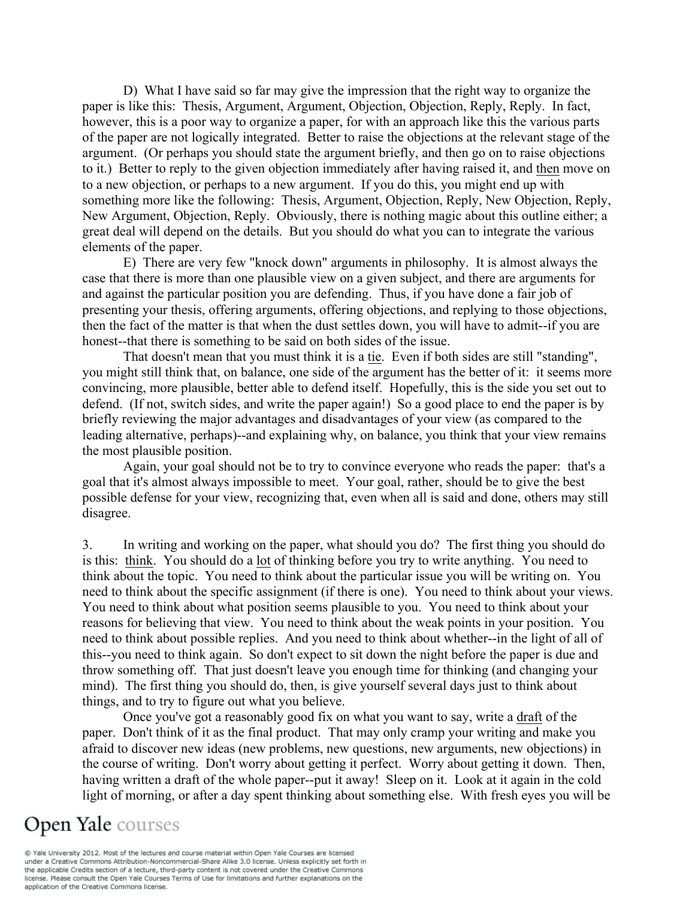D) What I have said so far may give the impression that the right way to organize the paper is like this: Thesis, Argument, Argument, Objection, Objection, Reply, Reply. In fact, however, this is a poor way to organize a paper, for with an approach like this the various parts of the paper are not logically integrated. Better to raise the objections at the relevant stage of the argument. (Or perhaps you should state the argument briefly, and then go on to raise objections to it.) Better to reply to the given objection immediately after having raised it, and then move on to a new objection, or perhaps to a new argument. If you do this, you might end up with something more like the following: Thesis, Argument, Objection, Reply, New Objection, Reply, New Argument, Objection, Reply. Obviously, there is nothing magic about this outline either; a great deal will depend on the details. But you should do what you can to integrate the various elements of the paper.

E) There are very few "knock down" arguments in philosophy. It is almost always the case that there is more than one plausible view on a given subject, and there are arguments for and against the particular position you are defending. Thus, if you have done a fair job of presenting your thesis, offering arguments, offering objections, and replying to those objections, then the fact of the matter is that when the dust settles down, you will have to admit--if you are honest--that there is something to be said on both sides of the issue.

That doesn't mean that you must think it is a tie. Even if both sides are still "standing", you might still think that, on balance, one side of the argument has the better of it: it seems more convincing, more plausible, better able to defend itself. Hopefully, this is the side you set out to defend. (If not, switch sides, and write the paper again!) So a good place to end the paper is by briefly reviewing the major advantages and disadvantages of your view (as compared to the leading alternative, perhaps)--and explaining why, on balance, you think that your view remains the most plausible position.

Again, your goal should not be to try to convince everyone who reads the paper: that's a goal that it's almost always impossible to meet. Your goal, rather, should be to give the best possible defense for your view, recognizing that, even when all is said and done, others may still disagree.

3. In writing and working on the paper, what should you do? The first thing you should do is this: think. You should do a lot of thinking before you try to write anything. You need to think about the topic. You need to think about the particular issue you will be writing on. You need to think about the specific assignment (if there is one). You need to think about your views. You need to think about what position seems plausible to you. You need to think about your reasons for believing that view. You need to think about the weak points in your position. You need to think about possible replies. And you need to think about whether--in the light of all of this--you need to think again. So don't expect to sit down the night before the paper is due and throw something off. That just doesn't leave you enough time for thinking (and changing your mind). The first thing you should do, then, is give yourself several days just to think about things, and to try to figure out what you believe.

Once you've got a reasonably good fix on what you want to say, write a draft of the paper. Don't think of it as the final product. That may only cramp your writing and make you afraid to discover new ideas (new problems, new questions, new arguments, new objections) in the course of writing. Don't worry about getting it perfect. Worry about getting it down. Then, having written a draft of the whole paper--put it away! Sleep on it. Look at it again in the cold light of morning, or after a day spent thinking about something else. With fresh eyes you will be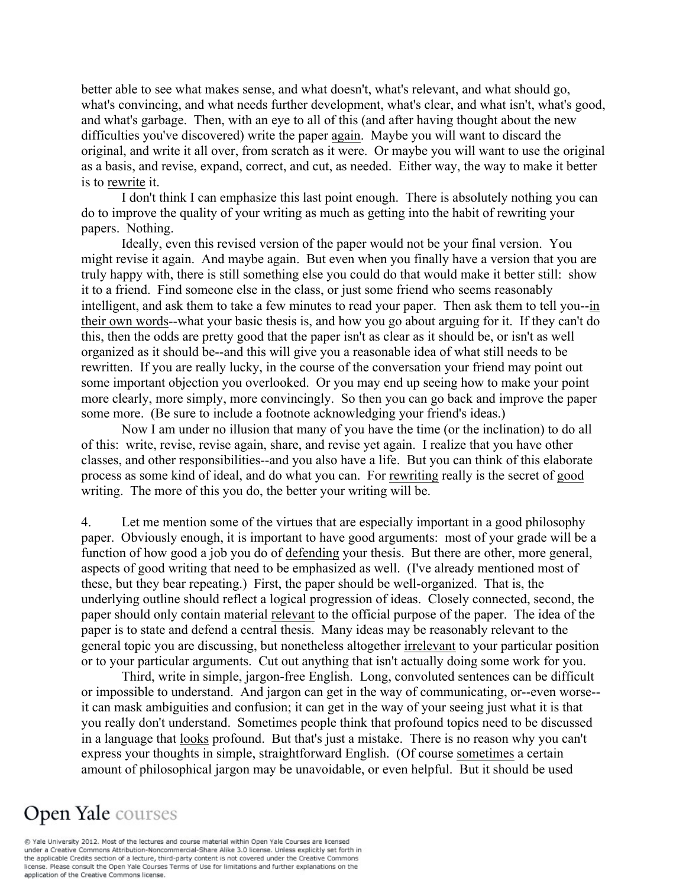better able to see what makes sense, and what doesn't, what's relevant, and what should go, what's convincing, and what needs further development, what's clear, and what isn't, what's good, and what's garbage. Then, with an eye to all of this (and after having thought about the new difficulties you've discovered) write the paper <u>again</u>. Maybe you will want to discard the original, and write it all over, from scratch as it were. Or maybe you will want to use the original as a basis, and revise, expand, correct, and cut, as needed. Either way, the way to make it better is to <u>rewrite</u> it.

I don't think I can emphasize this last point enough. There is absolutely nothing you can do to improve the quality of your writing as much as getting into the habit of rewriting your papers. Nothing.

Ideally, even this revised version of the paper would not be your final version. You might revise it again. And maybe again. But even when you finally have a version that you are truly happy with, there is still something else you could do that would make it better still: show it to a friend. Find someone else in the class, or just some friend who seems reasonably intelligent, and ask them to take a few minutes to read your paper. Then ask them to tell you--<u>in their own words</u>--what your basic thesis is, and how you go about arguing for it. If they can't do this, then the odds are pretty good that the paper isn't as clear as it should be, or isn't as well organized as it should be--and this will give you a reasonable idea of what still needs to be rewritten. If you are really lucky, in the course of the conversation your friend may point out some important objection you overlooked. Or you may end up seeing how to make your point more clearly, more simply, more convincingly. So then you can go back and improve the paper some more. (Be sure to include a footnote acknowledging your friend's ideas.)

Now I am under no illusion that many of you have the time (or the inclination) to do all of this: write, revise, revise again, share, and revise yet again. I realize that you have other classes, and other responsibilities--and you also have a life. But you can think of this elaborate process as some kind of ideal, and do what you can. For <u>rewriting</u> really is the secret of <u>good</u> writing. The more of this you do, the better your writing will be.

4. Let me mention some of the virtues that are especially important in a good philosophy paper. Obviously enough, it is important to have good arguments: most of your grade will be a function of how good a job you do of <u>defending</u> your thesis. But there are other, more general, aspects of good writing that need to be emphasized as well. (I've already mentioned most of these, but they bear repeating.) First, the paper should be well-organized. That is, the underlying outline should reflect a logical progression of ideas. Closely connected, second, the paper should only contain material <u>relevant</u> to the official purpose of the paper. The idea of the paper is to state and defend a central thesis. Many ideas may be reasonably relevant to the general topic you are discussing, but nonetheless altogether <u>irrelevant</u> to your particular position or to your particular arguments. Cut out anything that isn't actually doing some work for you.

Third, write in simple, jargon-free English. Long, convoluted sentences can be difficult or impossible to understand. And jargon can get in the way of communicating, or--even worse--it can mask ambiguities and confusion; it can get in the way of your seeing just what it is that you really don't understand. Sometimes people think that profound topics need to be discussed in a language that <u>looks</u> profound. But that's just a mistake. There is no reason why you can't express your thoughts in simple, straightforward English. (Of course <u>sometimes</u> a certain amount of philosophical jargon may be unavoidable, or even helpful. But it should be used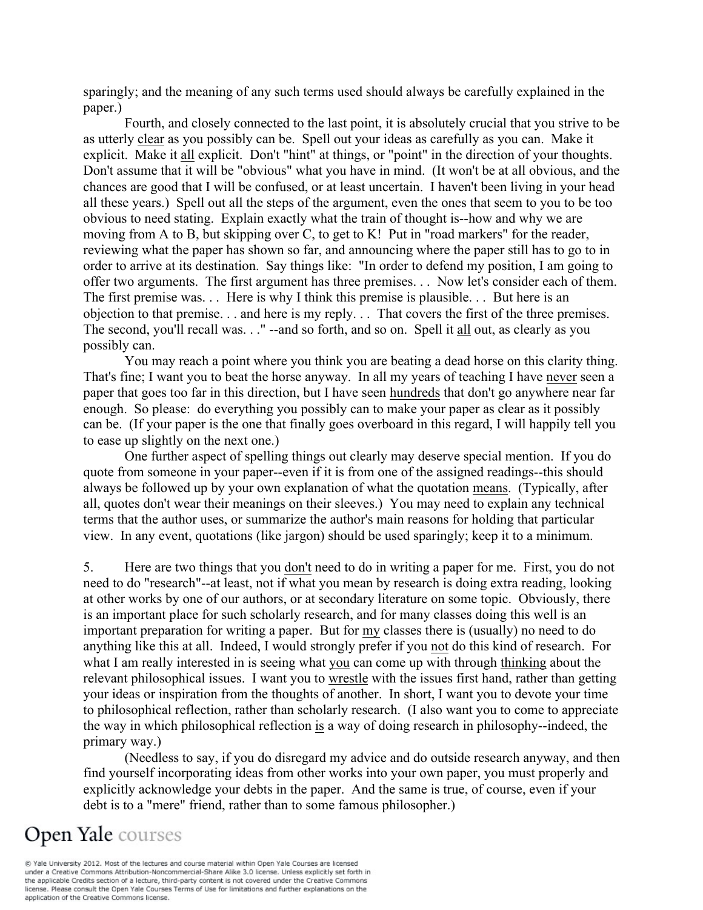sparingly; and the meaning of any such terms used should always be carefully explained in the paper.)

Fourth, and closely connected to the last point, it is absolutely crucial that you strive to be as utterly clear as you possibly can be. Spell out your ideas as carefully as you can. Make it explicit. Make it all explicit. Don't "hint" at things, or "point" in the direction of your thoughts. Don't assume that it will be "obvious" what you have in mind. (It won't be at all obvious, and the chances are good that I will be confused, or at least uncertain. I haven't been living in your head all these years.) Spell out all the steps of the argument, even the ones that seem to you to be too obvious to need stating. Explain exactly what the train of thought is--how and why we are moving from A to B, but skipping over C, to get to K! Put in "road markers" for the reader, reviewing what the paper has shown so far, and announcing where the paper still has to go to in order to arrive at its destination. Say things like: "In order to defend my position, I am going to offer two arguments. The first argument has three premises. . . Now let's consider each of them. The first premise was. . . Here is why I think this premise is plausible. . . But here is an objection to that premise. . . and here is my reply. . . That covers the first of the three premises. The second, you'll recall was. . ." --and so forth, and so on. Spell it all out, as clearly as you possibly can.

You may reach a point where you think you are beating a dead horse on this clarity thing. That's fine; I want you to beat the horse anyway. In all my years of teaching I have never seen a paper that goes too far in this direction, but I have seen hundreds that don't go anywhere near far enough. So please: do everything you possibly can to make your paper as clear as it possibly can be. (If your paper is the one that finally goes overboard in this regard, I will happily tell you to ease up slightly on the next one.)

One further aspect of spelling things out clearly may deserve special mention. If you do quote from someone in your paper--even if it is from one of the assigned readings--this should always be followed up by your own explanation of what the quotation means. (Typically, after all, quotes don't wear their meanings on their sleeves.) You may need to explain any technical terms that the author uses, or summarize the author's main reasons for holding that particular view. In any event, quotations (like jargon) should be used sparingly; keep it to a minimum.

5. Here are two things that you don't need to do in writing a paper for me. First, you do not need to do "research"--at least, not if what you mean by research is doing extra reading, looking at other works by one of our authors, or at secondary literature on some topic. Obviously, there is an important place for such scholarly research, and for many classes doing this well is an important preparation for writing a paper. But for my classes there is (usually) no need to do anything like this at all. Indeed, I would strongly prefer if you not do this kind of research. For what I am really interested in is seeing what you can come up with through thinking about the relevant philosophical issues. I want you to wrestle with the issues first hand, rather than getting your ideas or inspiration from the thoughts of another. In short, I want you to devote your time to philosophical reflection, rather than scholarly research. (I also want you to come to appreciate the way in which philosophical reflection is a way of doing research in philosophy--indeed, the primary way.)

(Needless to say, if you do disregard my advice and do outside research anyway, and then find yourself incorporating ideas from other works into your own paper, you must properly and explicitly acknowledge your debts in the paper. And the same is true, of course, even if your debt is to a "mere" friend, rather than to some famous philosopher.)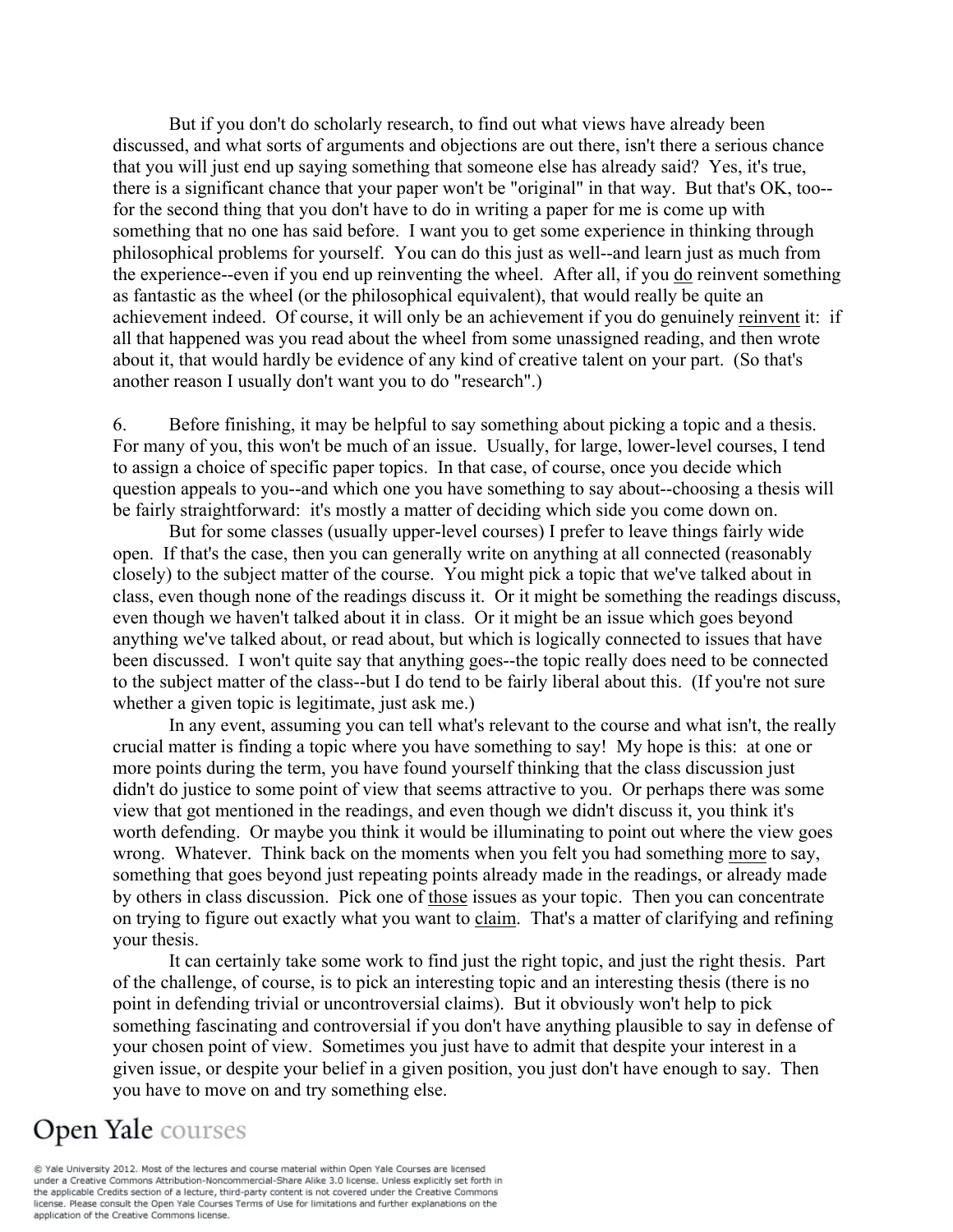But if you don't do scholarly research, to find out what views have already been discussed, and what sorts of arguments and objections are out there, isn't there a serious chance that you will just end up saying something that someone else has already said? Yes, it's true, there is a significant chance that your paper won't be "original" in that way. But that's OK, too--for the second thing that you don't have to do in writing a paper for me is come up with something that no one has said before. I want you to get some experience in thinking through philosophical problems for yourself. You can do this just as well--and learn just as much from the experience--even if you end up reinventing the wheel. After all, if you <u>do</u> reinvent something as fantastic as the wheel (or the philosophical equivalent), that would really be quite an achievement indeed. Of course, it will only be an achievement if you do genuinely <u>reinvent</u> it: if all that happened was you read about the wheel from some unassigned reading, and then wrote about it, that would hardly be evidence of any kind of creative talent on your part. (So that's another reason I usually don't want you to do "research".)

6. Before finishing, it may be helpful to say something about picking a topic and a thesis. For many of you, this won't be much of an issue. Usually, for large, lower-level courses, I tend to assign a choice of specific paper topics. In that case, of course, once you decide which question appeals to you--and which one you have something to say about--choosing a thesis will be fairly straightforward: it's mostly a matter of deciding which side you come down on.

But for some classes (usually upper-level courses) I prefer to leave things fairly wide open. If that's the case, then you can generally write on anything at all connected (reasonably closely) to the subject matter of the course. You might pick a topic that we've talked about in class, even though none of the readings discuss it. Or it might be something the readings discuss, even though we haven't talked about it in class. Or it might be an issue which goes beyond anything we've talked about, or read about, but which is logically connected to issues that have been discussed. I won't quite say that anything goes--the topic really does need to be connected to the subject matter of the class--but I do tend to be fairly liberal about this. (If you're not sure whether a given topic is legitimate, just ask me.)

In any event, assuming you can tell what's relevant to the course and what isn't, the really crucial matter is finding a topic where you have something to say! My hope is this: at one or more points during the term, you have found yourself thinking that the class discussion just didn't do justice to some point of view that seems attractive to you. Or perhaps there was some view that got mentioned in the readings, and even though we didn't discuss it, you think it's worth defending. Or maybe you think it would be illuminating to point out where the view goes wrong. Whatever. Think back on the moments when you felt you had something <u>more</u> to say, something that goes beyond just repeating points already made in the readings, or already made by others in class discussion. Pick one of <u>those</u> issues as your topic. Then you can concentrate on trying to figure out exactly what you want to <u>claim</u>. That's a matter of clarifying and refining your thesis.

It can certainly take some work to find just the right topic, and just the right thesis. Part of the challenge, of course, is to pick an interesting topic and an interesting thesis (there is no point in defending trivial or uncontroversial claims). But it obviously won't help to pick something fascinating and controversial if you don't have anything plausible to say in defense of your chosen point of view. Sometimes you just have to admit that despite your interest in a given issue, or despite your belief in a given position, you just don't have enough to say. Then you have to move on and try something else.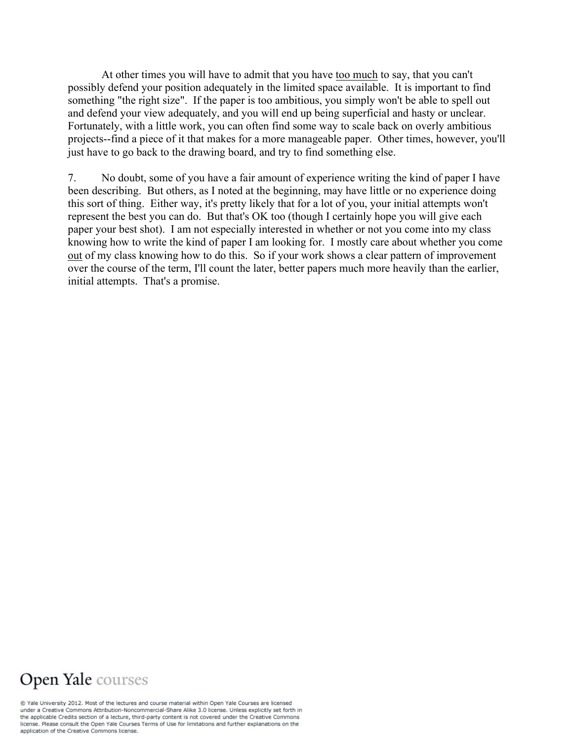At other times you will have to admit that you have too much to say, that you can't possibly defend your position adequately in the limited space available. It is important to find something "the right size". If the paper is too ambitious, you simply won't be able to spell out and defend your view adequately, and you will end up being superficial and hasty or unclear. Fortunately, with a little work, you can often find some way to scale back on overly ambitious projects--find a piece of it that makes for a more manageable paper. Other times, however, you'll just have to go back to the drawing board, and try to find something else.

7. No doubt, some of you have a fair amount of experience writing the kind of paper I have been describing. But others, as I noted at the beginning, may have little or no experience doing this sort of thing. Either way, it's pretty likely that for a lot of you, your initial attempts won't represent the best you can do. But that's OK too (though I certainly hope you will give each paper your best shot). I am not especially interested in whether or not you come into my class knowing how to write the kind of paper I am looking for. I mostly care about whether you come out of my class knowing how to do this. So if your work shows a clear pattern of improvement over the course of the term, I'll count the later, better papers much more heavily than the earlier, initial attempts. That's a promise.

Open Yale courses

© Yale University 2012. Most of the lectures and course material within Open Yale Courses are licensed under a Creative Commons Attribution-Noncommercial-Share Alike 3.0 license. Unless explicitly set forth in the applicable Credits section of a lecture, third-party content is not covered under the Creative Commons license. Please consult the Open Yale Courses Terms of Use for limitations and further explanations on the application of the Creative Commons license.